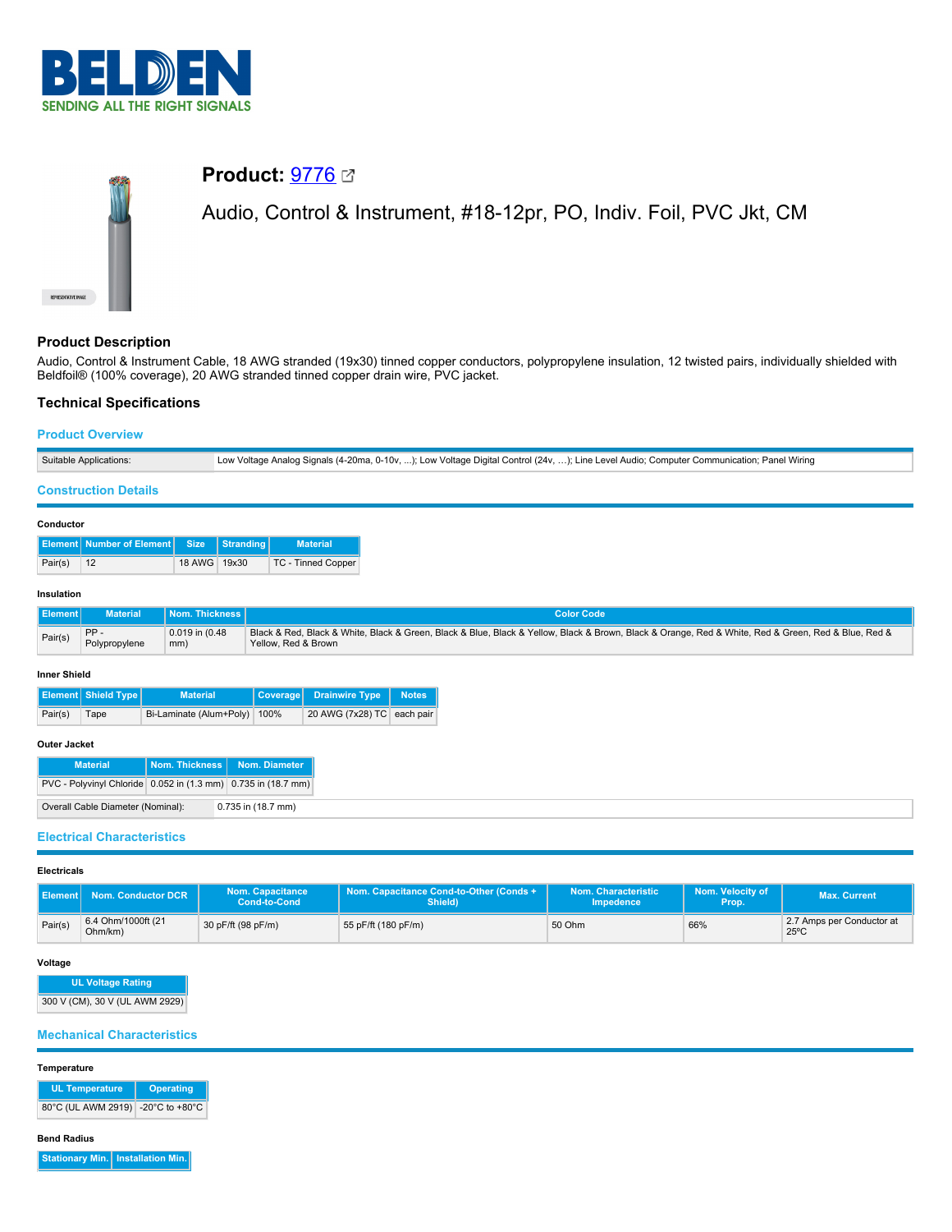# Product: 9776

## Audio, Control & Instrument, #18-12pr, PO, Indiv. Foil, PVC Jkt, CM

## Product Description

Audio, Control & Instrument Cable, 18 AWG stranded (19x30) tinned copper conductors, polypropylene insulation, 12 twisted pairs, individually shielded with Beldfoil® (100% coverage), 20 AWG stranded tinned copper drain wire, PVC jacket.

## Technical Specifications

### Product Overview

| Suitable Applications: | Low Voltage Analog Signals (4-20ma, 0-10v, ...); Low Voltage Digital Control (24v, ...); Line Level Audio; Computer Communication; Panel Wiring |
|---|---|

### Construction Details

**Conductor**

| Element | Number of Element | Size | Stranding | Material |
|---|---|---|---|---|
| Pair(s) | 12 | 18 AWG | 19x30 | TC - Tinned Copper |

**Insulation**

| Element | Material | Nom. Thickness | Color Code |
|---|---|---|---|
| Pair(s) | PP - Polypropylene | 0.019 in (0.48 mm) | Black & Red, Black & White, Black & Green, Black & Blue, Black & Yellow, Black & Brown, Black & Orange, Red & White, Red & Green, Red & Blue, Red & Yellow, Red & Brown |

**Inner Shield**

| Element | Shield Type | Material | Coverage | Drainwire Type | Notes |
|---|---|---|---|---|---|
| Pair(s) | Tape | Bi-Laminate (Alum+Poly) | 100% | 20 AWG (7x28) TC | each pair |

**Outer Jacket**

| Material | Nom. Thickness | Nom. Diameter |
|---|---|---|
| PVC - Polyvinyl Chloride | 0.052 in (1.3 mm) | 0.735 in (18.7 mm) |

| Overall Cable Diameter (Nominal): | 0.735 in (18.7 mm) |
|---|---|

### Electrical Characteristics

**Electricals**

| Element | Nom. Conductor DCR | Nom. Capacitance Cond-to-Cond | Nom. Capacitance Cond-to-Other (Conds + Shield) | Nom. Characteristic Impedence | Nom. Velocity of Prop. | Max. Current |
|---|---|---|---|---|---|---|
| Pair(s) | 6.4 Ohm/1000ft (21 Ohm/km) | 30 pF/ft (98 pF/m) | 55 pF/ft (180 pF/m) | 50 Ohm | 66% | 2.7 Amps per Conductor at 25ºC |

**Voltage**

| UL Voltage Rating |
|---|
| 300 V (CM), 30 V (UL AWM 2929) |

### Mechanical Characteristics

**Temperature**

| UL Temperature | Operating |
|---|---|
| 80°C (UL AWM 2919) | -20°C to +80°C |

**Bend Radius**

| Stationary Min. | Installation Min. |
|---|---|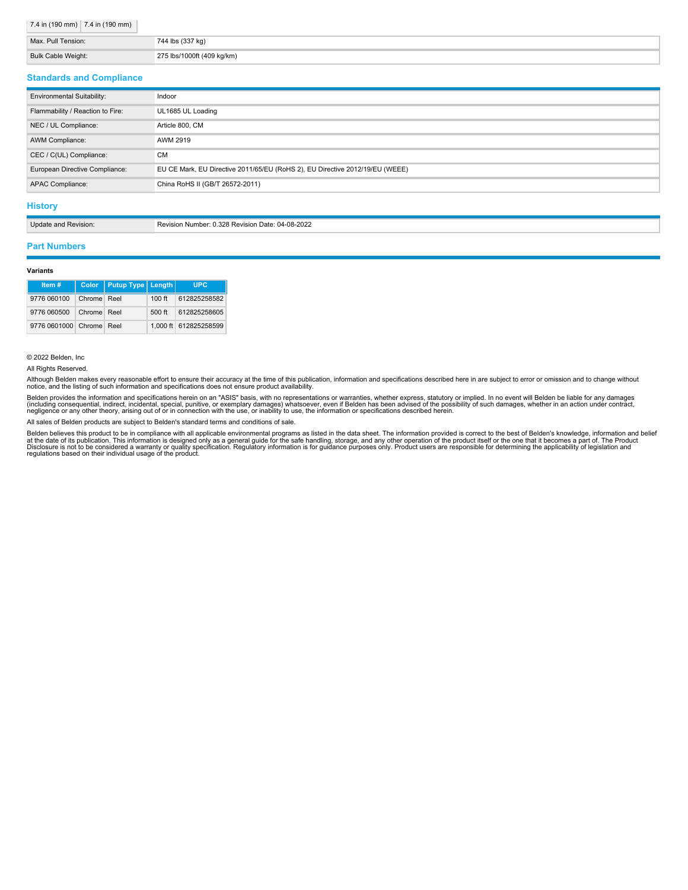| | |
|---|---|
| 7.4 in (190 mm) | 7.4 in (190 mm) |

| | |
|---|---|
| Max. Pull Tension: | 744 lbs (337 kg) |
| Bulk Cable Weight: | 275 lbs/1000ft (409 kg/km) |

## Standards and Compliance

| | |
|---|---|
| Environmental Suitability: | Indoor |
| Flammability / Reaction to Fire: | UL1685 UL Loading |
| NEC / UL Compliance: | Article 800, CM |
| AWM Compliance: | AWM 2919 |
| CEC / C(UL) Compliance: | CM |
| European Directive Compliance: | EU CE Mark, EU Directive 2011/65/EU (RoHS 2), EU Directive 2012/19/EU (WEEE) |
| APAC Compliance: | China RoHS II (GB/T 26572-2011) |

## History

| | |
|---|---|
| Update and Revision: | Revision Number: 0.328 Revision Date: 04-08-2022 |

## Part Numbers

**Variants**

| Item # | Color | Putup Type | Length | UPC |
|---|---|---|---|---|
| 9776 060100 | Chrome | Reel | 100 ft | 612825258582 |
| 9776 060500 | Chrome | Reel | 500 ft | 612825258605 |
| 9776 0601000 | Chrome | Reel | 1,000 ft | 612825258599 |

© 2022 Belden, Inc

All Rights Reserved.

Although Belden makes every reasonable effort to ensure their accuracy at the time of this publication, information and specifications described here in are subject to error or omission and to change without notice, and the listing of such information and specifications does not ensure product availability.

Belden provides the information and specifications herein on an "ASIS" basis, with no representations or warranties, whether express, statutory or implied. In no event will Belden be liable for any damages (including consequential, indirect, incidental, special, punitive, or exemplary damages) whatsoever, even if Belden has been advised of the possibility of such damages, whether in an action under contract, negligence or any other theory, arising out of or in connection with the use, or inability to use, the information or specifications described herein.

All sales of Belden products are subject to Belden's standard terms and conditions of sale.

Belden believes this product to be in compliance with all applicable environmental programs as listed in the data sheet. The information provided is correct to the best of Belden's knowledge, information and belief at the date of its publication. This information is designed only as a general guide for the safe handling, storage, and any other operation of the product itself or the one that it becomes a part of. The Product Disclosure is not to be considered a warranty or quality specification. Regulatory information is for guidance purposes only. Product users are responsible for determining the applicability of legislation and regulations based on their individual usage of the product.